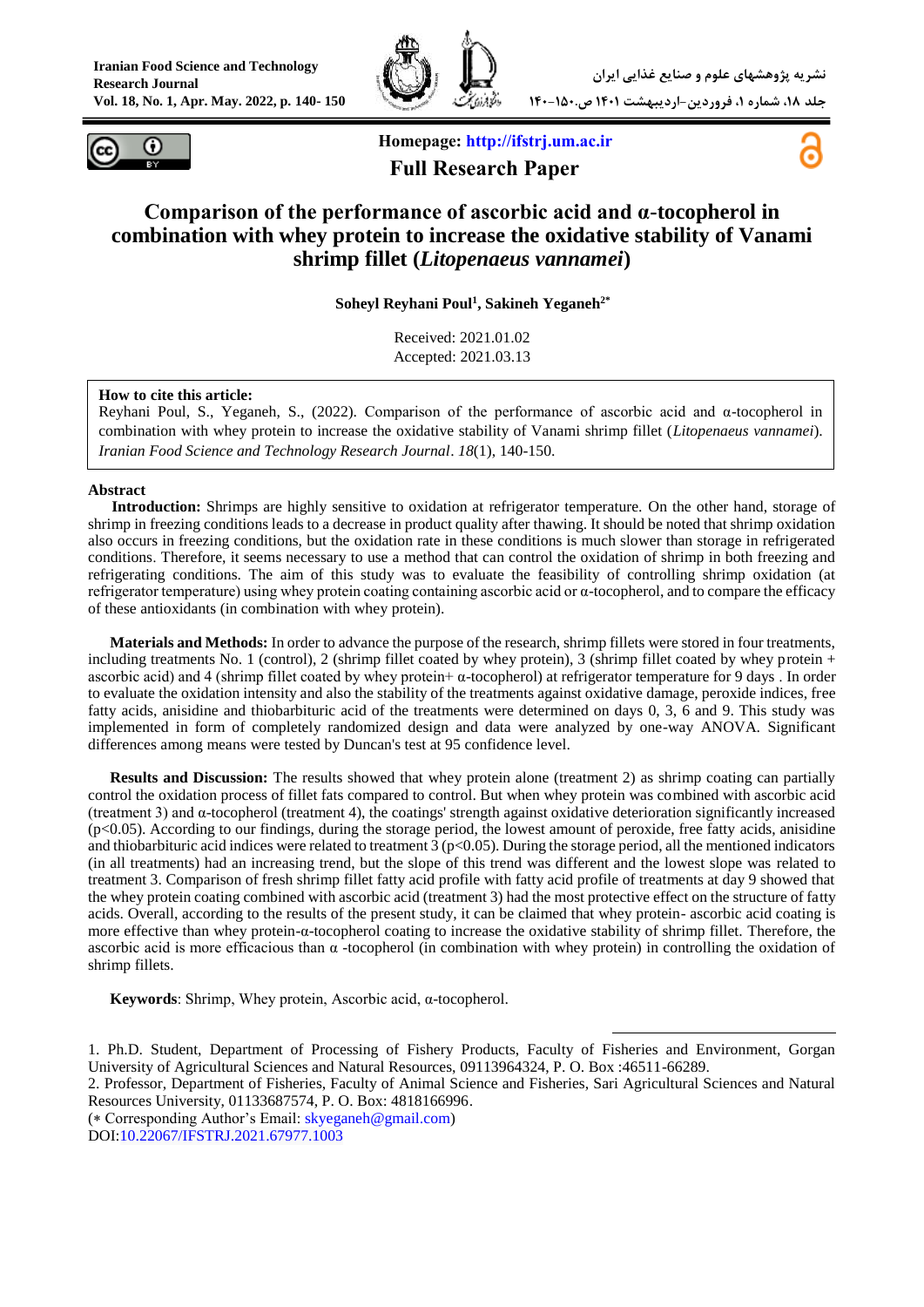Homepage: http://ifstrj.um.ac.ir

**Full Research Paper**

# Comparison of the performance of ascorbic acid and α-tocopherol in combination with whey protein to increase the oxidative stability of Vanami shrimp fillet (*Litopenaeus vannamei*)

**Soheyl Reyhani Poul[1], Sakineh Yeganeh[2*]**

Received: 2021.01.02
Accepted: 2021.03.13

**How to cite this article:**
Reyhani Poul, S., Yeganeh, S., (2022). Comparison of the performance of ascorbic acid and α-tocopherol in combination with whey protein to increase the oxidative stability of Vanami shrimp fillet (*Litopenaeus vannamei*). *Iranian Food Science and Technology Research Journal*. *18*(1), 140-150.

## Abstract

**Introduction:** Shrimps are highly sensitive to oxidation at refrigerator temperature. On the other hand, storage of shrimp in freezing conditions leads to a decrease in product quality after thawing. It should be noted that shrimp oxidation also occurs in freezing conditions, but the oxidation rate in these conditions is much slower than storage in refrigerated conditions. Therefore, it seems necessary to use a method that can control the oxidation of shrimp in both freezing and refrigerating conditions. The aim of this study was to evaluate the feasibility of controlling shrimp oxidation (at refrigerator temperature) using whey protein coating containing ascorbic acid or α-tocopherol, and to compare the efficacy of these antioxidants (in combination with whey protein).

**Materials and Methods:** In order to advance the purpose of the research, shrimp fillets were stored in four treatments, including treatments No. 1 (control), 2 (shrimp fillet coated by whey protein), 3 (shrimp fillet coated by whey protein + ascorbic acid) and 4 (shrimp fillet coated by whey protein+ α-tocopherol) at refrigerator temperature for 9 days . In order to evaluate the oxidation intensity and also the stability of the treatments against oxidative damage, peroxide indices, free fatty acids, anisidine and thiobarbituric acid of the treatments were determined on days 0, 3, 6 and 9. This study was implemented in form of completely randomized design and data were analyzed by one-way ANOVA. Significant differences among means were tested by Duncan's test at 95 confidence level.

**Results and Discussion:** The results showed that whey protein alone (treatment 2) as shrimp coating can partially control the oxidation process of fillet fats compared to control. But when whey protein was combined with ascorbic acid (treatment 3) and α-tocopherol (treatment 4), the coatings' strength against oxidative deterioration significantly increased ($p<0.05$). According to our findings, during the storage period, the lowest amount of peroxide, free fatty acids, anisidine and thiobarbituric acid indices were related to treatment 3 ($p<0.05$). During the storage period, all the mentioned indicators (in all treatments) had an increasing trend, but the slope of this trend was different and the lowest slope was related to treatment 3. Comparison of fresh shrimp fillet fatty acid profile with fatty acid profile of treatments at day 9 showed that the whey protein coating combined with ascorbic acid (treatment 3) had the most protective effect on the structure of fatty acids. Overall, according to the results of the present study, it can be claimed that whey protein- ascorbic acid coating is more effective than whey protein-α-tocopherol coating to increase the oxidative stability of shrimp fillet. Therefore, the ascorbic acid is more efficacious than α -tocopherol (in combination with whey protein) in controlling the oxidation of shrimp fillets.

**Keywords**: Shrimp, Whey protein, Ascorbic acid, α-tocopherol.

---

1. Ph.D. Student, Department of Processing of Fishery Products, Faculty of Fisheries and Environment, Gorgan University of Agricultural Sciences and Natural Resources, 09113964324, P. O. Box :46511-66289.
2. Professor, Department of Fisheries, Faculty of Animal Science and Fisheries, Sari Agricultural Sciences and Natural Resources University, 01133687574, P. O. Box: 4818166996.
(* Corresponding Author's Email: skyeganeh@gmail.com)
DOI:10.22067/IFSTRJ.2021.67977.1003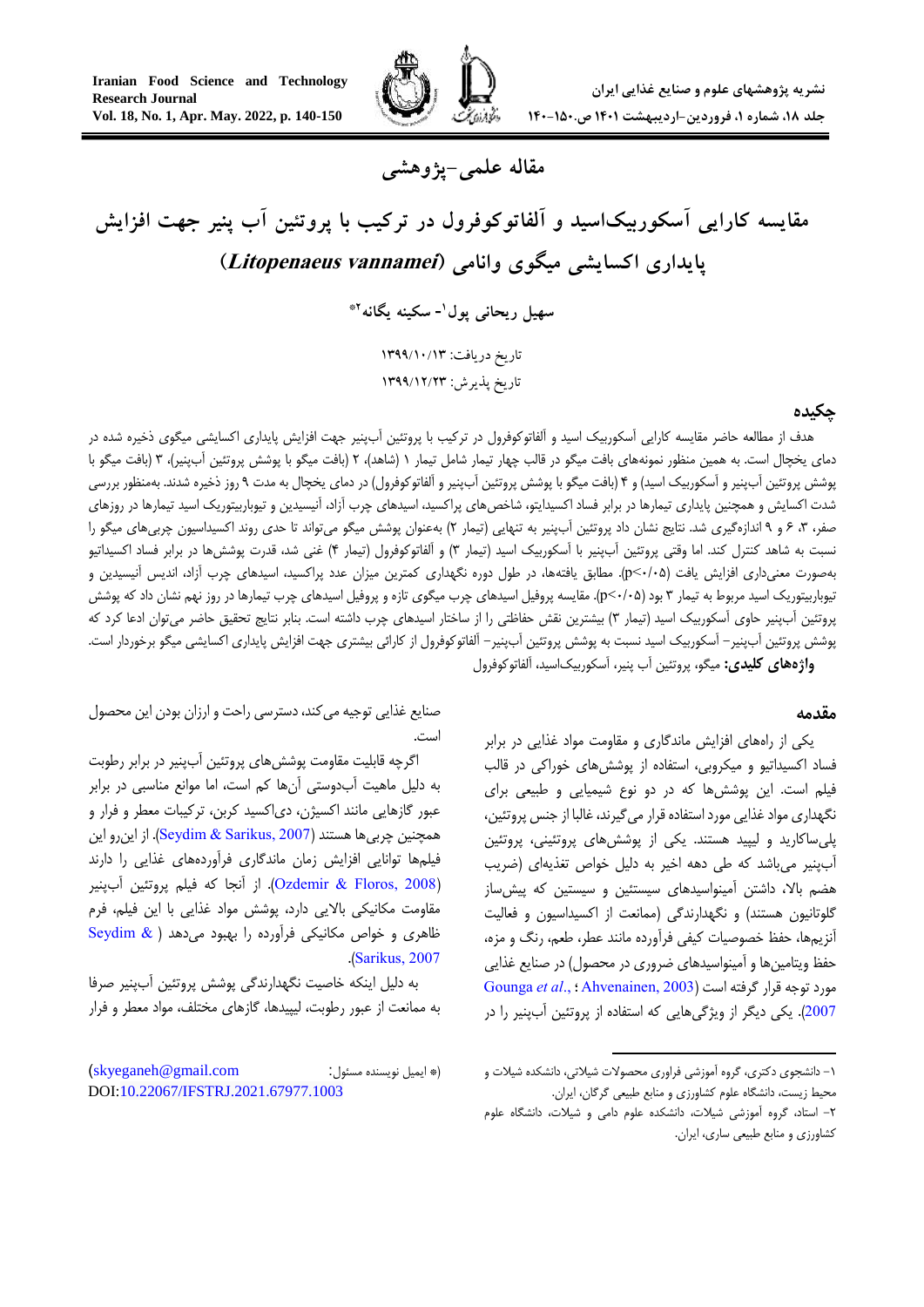مقاله علمی-پژوهشی

# مقایسه کارایی آسکوربیک‌اسید و آلفاتوکوفرول در ترکیب با پروتئین آب پنیر جهت افزایش پایداری اکسایشی میگوی وانامی (*Litopenaeus vannamei*)

**سهیل ریحانی پول[1]- سکینه یگانه[2]***

تاریخ دریافت: ۱۳۹۹/۱۰/۱۳

تاریخ پذیرش: ۱۳۹۹/۱۲/۲۳

## چکیده

هدف از مطالعه حاضر مقایسه کارایی آسکوربیک اسید و آلفاتوکوفرول در ترکیب با پروتئین آب‌پنیر جهت افزایش پایداری اکسایشی میگوی ذخیره شده در دمای یخچال است. به همین منظور نمونه‌های بافت میگو در قالب چهار تیمار شامل تیمار ۱ (شاهد)، ۲ (بافت میگو با پوشش پروتئین آب‌پنیر)، ۳ (بافت میگو با پوشش پروتئین آب‌پنیر و آسکوربیک اسید) و ۴ (بافت میگو با پوشش پروتئین آب‌پنیر و آلفاتوکوفرول) در دمای یخچال به مدت ۹ روز ذخیره شدند. به‌منظور بررسی شدت اکسایش و همچنین پایداری تیمارها در برابر فساد اکسیداتو، شاخص‌های پراکسید، اسیدهای چرب آزاد، آنیسیدین و تیوباربیتوریک اسید تیمارها در روزهای صفر، ۳، ۶ و ۹ اندازه‌گیری شد. نتایج نشان داد پروتئین آب‌پنیر به تنهایی (تیمار ۲) به‌عنوان پوشش میگو می‌تواند تا حدی روند اکسیداسیون چربی‌های میگو را نسبت به شاهد کنترل کند. اما وقتی پروتئین آب‌پنیر با آسکوربیک اسید (تیمار ۳) و آلفاتوکوفرول (تیمار ۴) غنی شد، قدرت پوشش‌ها در برابر فساد اکسیداتیو به‌صورت معنی‌داری افزایش یافت ($p<0.05$). مطابق یافته‌ها، در طول دوره نگهداری کمترین میزان عدد پراکسید، اسیدهای چرب آزاد، اندیس آنیسیدین و تیوباربیتوریک اسید مربوط به تیمار ۳ بود ($p<0.05$). مقایسه پروفیل اسیدهای چرب میگوی تازه و پروفیل اسیدهای چرب تیمارها در روز نهم نشان داد که پوشش پروتئین آب‌پنیر حاوی آسکوربیک اسید (تیمار ۳) بیشترین نقش حفاظتی را از ساختار اسیدهای چرب داشته است. بنابر نتایج تحقیق حاضر می‌توان ادعا کرد که پوشش پروتئین آب‌پنیر- آسکوربیک اسید نسبت به پوشش پروتئین آب‌پنیر- آلفاتوکوفرول از کارائی بیشتری جهت افزایش پایداری اکسایشی میگو برخوردار است.

**واژه‌های کلیدی:** میگو، پروتئین آب پنیر، آسکوربیک‌اسید، آلفاتوکوفرول

## مقدمه

یکی از راه‌های افزایش ماندگاری و مقاومت مواد غذایی در برابر فساد اکسیداتیو و میکروبی، استفاده از پوشش‌های خوراکی در قالب فیلم است. این پوشش‌ها که در دو نوع شیمیایی و طبیعی برای نگهداری مواد غذایی مورد استفاده قرار می‌گیرند، غالبا از جنس پروتئین، پلی‌ساکارید و لیپید هستند. یکی از پوشش‌های پروتئینی، پروتئین آب‌پنیر می‌باشد که طی دهه اخیر به دلیل خواص تغذیه‌ای (ضریب هضم بالا، داشتن آمینواسیدهای سیستئین و سیستین که پیش‌ساز گلوتانیون هستند) و نگهدارندگی (ممانعت از اکسیداسیون و فعالیت آنزیم‌ها، حفظ خصوصیات کیفی فرآورده مانند عطر، طعم، رنگ و مزه، حفظ ویتامین‌ها و آمینواسیدهای ضروری در محصول) در صنایع غذایی مورد توجه قرار گرفته است (Ahvenainen, 2003 ؛ Gounga *et al*., 2007). یکی دیگر از ویژگی‌هایی که استفاده از پروتئین آب‌پنیر را در صنایع غذایی توجیه می‌کند، دسترسی راحت و ارزان بودن این محصول است.

اگرچه قابلیت مقاومت پوشش‌های پروتئین آب‌پنیر در برابر رطوبت به دلیل ماهیت آب‌دوستی آن‌ها کم است، اما موانع مناسبی در برابر عبور گازهایی مانند اکسیژن، دی‌اکسید کربن، ترکیبات معطر و فرار و همچنین چربی‌ها هستند (Seydim & Sarikus, 2007). از این‌رو این فیلم‌ها توانایی افزایش زمان ماندگاری فرآورده‌های غذایی را دارند (Ozdemir & Floros, 2008). از آنجا که فیلم پروتئین آب‌پنیر مقاومت مکانیکی بالایی دارد، پوشش مواد غذایی با این فیلم، فرم ظاهری و خواص مکانیکی فرآورده را بهبود می‌دهد (Seydim & Sarikus, 2007).

به دلیل اینکه خاصیت نگهدارندگی پوشش پروتئین آب‌پنیر صرفا به ممانعت از عبور رطوبت، لیپیدها، گازهای مختلف، مواد معطر و فرار در

---

۱- دانشجوی دکتری، گروه آموزشی فراوری محصولات شیلاتی، دانشکده شیلات و محیط زیست، دانشگاه علوم کشاورزی و منابع طبیعی گرگان، ایران.

۲- استاد، گروه آموزشی شیلات، دانشکده علوم دامی و شیلات، دانشگاه علوم کشاورزی و منابع طبیعی ساری، ایران.

(* ایمیل نویسنده مسئول: skyeganeh@gmail.com)

DOI:10.22067/IFSTRJ.2021.67977.1003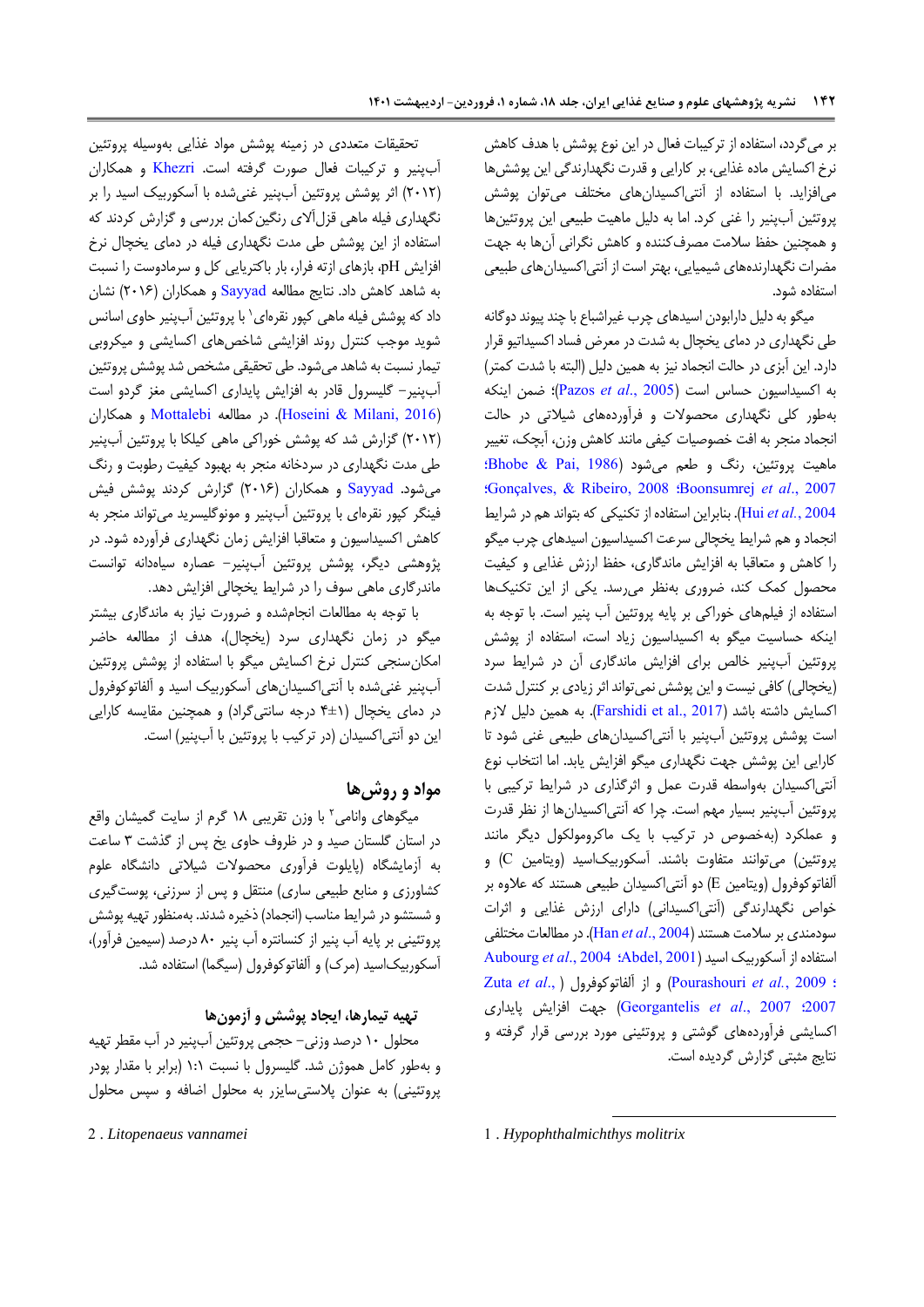بر می‌گردد، استفاده از ترکیبات فعال در این نوع پوشش با هدف کاهش نرخ اکسایش ماده غذایی، بر کارایی و قدرت نگهدارندگی این پوشش‌ها می‌افزاید. با استفاده از آنتی‌اکسیدان‌های مختلف می‌توان پوشش پروتئین آب‌پنیر را غنی کرد. اما به دلیل ماهیت طبیعی این پروتئین‌ها و همچنین حفظ سلامت مصرف‌کننده و کاهش نگرانی آن‌ها به جهت مضرات نگهدارنده‌های شیمیایی، بهتر است از آنتی‌اکسیدان‌های طبیعی استفاده شود.

میگو به دلیل دارابودن اسیدهای چرب غیراشباع با چند پیوند دوگانه طی نگهداری در دمای یخچال به شدت در معرض فساد اکسیداتیو قرار دارد. این آبزی در حالت انجماد نیز به همین دلیل (البته با شدت کمتر) به اکسیداسیون حساس است (Pazos *et al.*, 2005)؛ ضمن اینکه به‌طور کلی نگهداری محصولات و فرآورده‌های شیلاتی در حالت انجماد منجر به افت خصوصیات کیفی مانند کاهش وزن، آبچک، تغییر ماهیت پروتئین، رنگ و طعم می‌شود (Bhobe & Pai, 1986؛ Gonçalves, & Ribeiro, 2008؛ Boonsumrej *et al.*, 2007؛ Hui *et al.*, 2004). بنابراین استفاده از تکنیکی که بتواند هم در شرایط انجماد و هم شرایط یخچالی سرعت اکسیداسیون اسیدهای چرب میگو را کاهش و متعاقبا به افزایش ماندگاری، حفظ ارزش غذایی و کیفیت محصول کمک کند، ضروری به‌نظر می‌رسد. یکی از این تکنیک‌ها استفاده از فیلم‌های خوراکی بر پایه پروتئین آب پنیر است. با توجه به اینکه حساسیت میگو به اکسیداسیون زیاد است، استفاده از پوشش پروتئین آب‌پنیر خالص برای افزایش ماندگاری آن در شرایط سرد (یخچالی) کافی نیست و این پوشش نمی‌تواند اثر زیادی بر کنترل شدت اکسایش داشته باشد (Farshidi et al., 2017). به همین دلیل لازم است پوشش پروتئین آب‌پنیر با آنتی‌اکسیدان‌های طبیعی غنی شود تا کارایی این پوشش جهت نگهداری میگو افزایش یابد. اما انتخاب نوع آنتی‌اکسیدان به‌واسطه قدرت عمل و اثرگذاری در شرایط ترکیبی با پروتئین آب‌پنیر بسیار مهم است. چرا که آنتی‌اکسیدان‌ها از نظر قدرت و عملکرد (به‌خصوص در ترکیب با یک ماکرومولکول دیگر مانند پروتئین) می‌توانند متفاوت باشند. آسکوربیک‌اسید (ویتامین C) و آلفاتوکوفرول (ویتامین E) دو آنتی‌اکسیدان طبیعی هستند که علاوه بر خواص نگهدارندگی (آنتی‌اکسیدانی) دارای ارزش غذایی و اثرات سودمندی بر سلامت هستند (Han *et al.*, 2004). در مطالعات مختلفی استفاده از آسکوربیک اسید (Abdel, 2001؛ Aubourg *et al.*, 2004؛ Zuta *et al.*, ) و از آلفاتوکوفرول (Pourashouri *et al.*, 2009؛ 2007؛ Georgantelis *et al.*, 2007) جهت افزایش پایداری اکسایشی فرآورده‌های گوشتی و پروتئینی مورد بررسی قرار گرفته و نتایج مثبتی گزارش گردیده است.

تحقیقات متعددی در زمینه پوشش مواد غذایی به‌وسیله پروتئین آب‌پنیر و ترکیبات فعال صورت گرفته است. Khezri و همکاران (۲۰۱۲) اثر پوشش پروتئین آب‌پنیر غنی‌شده با آسکوربیک اسید را بر نگهداری فیله ماهی قزل‌آلای رنگین‌کمان بررسی و گزارش کردند که استفاده از این پوشش طی مدت نگهداری فیله در دمای یخچال نرخ افزایش pH، بازهای ازته فرار، بار باکتریایی کل و سرمادوست را نسبت به شاهد کاهش داد. نتایج مطالعه Sayyad و همکاران (۲۰۱۶) نشان داد که پوشش فیله ماهی کپور نقره‌ای[1] با پروتئین آب‌پنیر حاوی اسانس شوید موجب کنترل روند افزایشی شاخص‌های اکسایشی و میکروبی تیمار نسبت به شاهد می‌شود. طی تحقیقی مشخص شد پوشش پروتئین آب‌پنیر- گلیسرول قادر به افزایش پایداری اکسایشی مغز گردو است (Hoseini & Milani, 2016). در مطالعه Mottalebi و همکاران (۲۰۱۲) گزارش شد که پوشش خوراکی ماهی کیلکا با پروتئین آب‌پنیر طی مدت نگهداری در سردخانه منجر به بهبود کیفیت رطوبت و رنگ می‌شود. Sayyad و همکاران (۲۰۱۶) گزارش کردند پوشش فیش فینگر کپور نقره‌ای با پروتئین آب‌پنیر و مونوگلیسرید می‌تواند منجر به کاهش اکسیداسیون و متعاقبا افزایش زمان نگهداری فرآورده شود. در پژوهشی دیگر، پوشش پروتئین آب‌پنیر- عصاره سیاه‌دانه توانست ماندگاری ماهی سوف را در شرایط یخچالی افزایش دهد.

با توجه به مطالعات انجام‌شده و ضرورت نیاز به ماندگاری بیشتر میگو در زمان نگهداری سرد (یخچال)، هدف از مطالعه حاضر امکان‌سنجی کنترل نرخ اکسایش میگو با استفاده از پوشش پروتئین آب‌پنیر غنی‌شده با آنتی‌اکسیدان‌های آسکوربیک اسید و آلفاتوکوفرول در دمای یخچال (۱±۴ درجه سانتی‌گراد) و همچنین مقایسه کارایی این دو آنتی‌اکسیدان (در ترکیب با پروتئین با آب‌پنیر) است.

## مواد و روش‌ها

میگوهای وانامی[2] با وزن تقریبی ۱۸ گرم از سایت گمیشان واقع در استان گلستان صید و در ظروف حاوی یخ پس از گذشت ۳ ساعت به آزمایشگاه (پایلوت فرآوری محصولات شیلاتی دانشگاه علوم کشاورزی و منابع طبیعی ساری) منتقل و پس از سرزنی، پوست‌گیری و شستشو در شرایط مناسب (انجماد) ذخیره شدند. به‌منظور تهیه پوشش پروتئینی بر پایه آب پنیر از کنسانتره آب پنیر ۸۰ درصد (سیمین فرآور)، آسکوربیک‌اسید (مرک) و آلفاتوکوفرول (سیگما) استفاده شد.

### تهیه تیمارها، ایجاد پوشش و آزمون‌ها

محلول ۱۰ درصد وزنی- حجمی پروتئین آب‌پنیر در آب مقطر تهیه و به‌طور کامل هموژن شد. گلیسرول با نسبت ۱:۱ (برابر با مقدار پودر پروتئینی) به عنوان پلاستی‌سایزر به محلول اضافه و سپس محلول

---

1 . *Hypophthalmichthys molitrix*

2 . *Litopenaeus vannamei*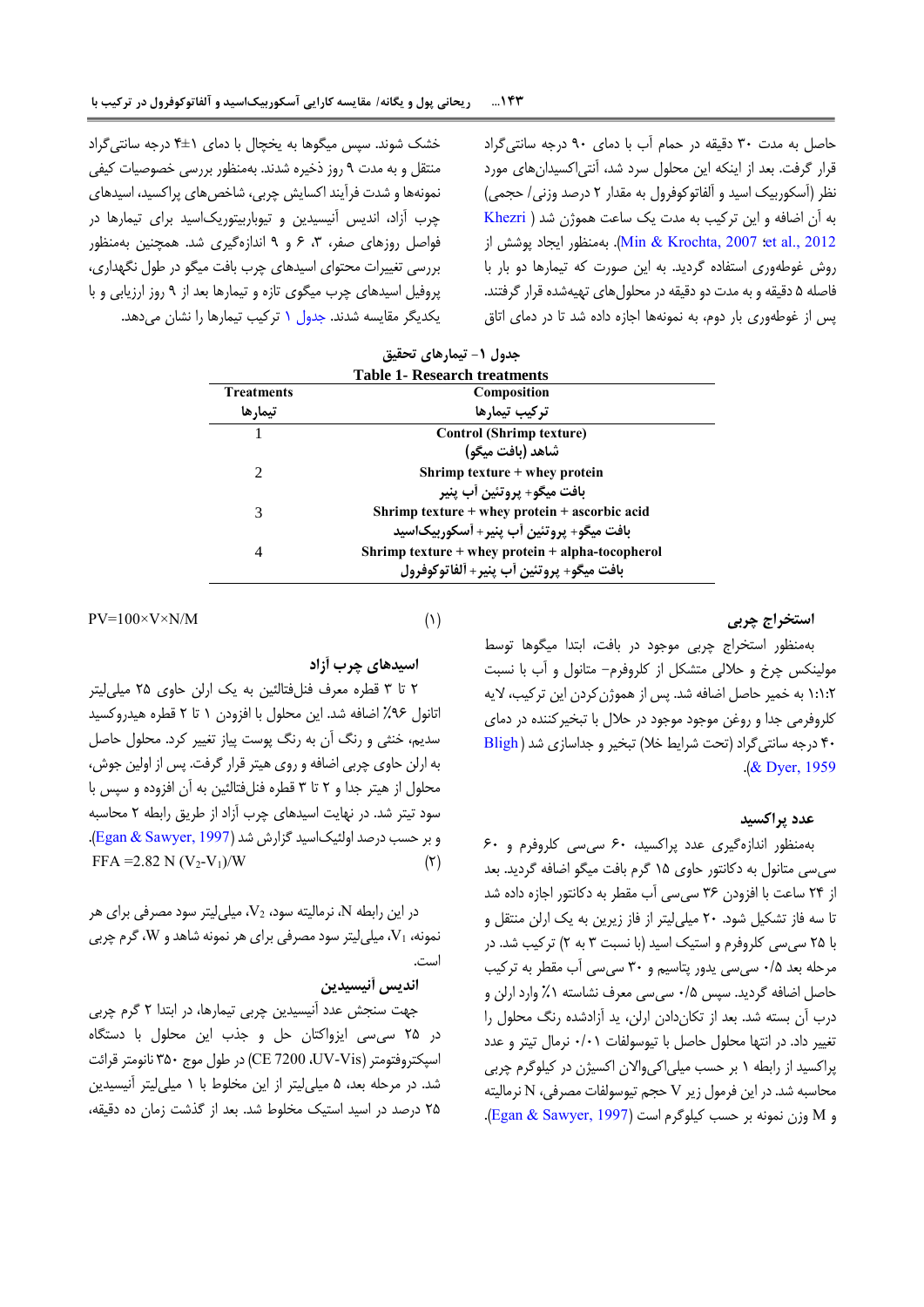حاصل به مدت ۳۰ دقیقه در حمام آب با دمای ۹۰ درجه سانتی‌گراد قرار گرفت. بعد از اینکه این محلول سرد شد، آنتی‌اکسیدان‌های مورد نظر (آسکوربیک اسید و آلفاتوکوفرول به مقدار ۲ درصد وزنی/ حجمی) به آن اضافه و این ترکیب به مدت یک ساعت هموژن شد (Khezri et al., 2012; Min & Krochta, 2007). به‌منظور ایجاد پوشش از روش غوطه‌وری استفاده گردید. به این صورت که تیمارها دو بار با فاصله ۵ دقیقه و به مدت دو دقیقه در محلول‌های تهیه‌شده قرار گرفتند. پس از غوطه‌وری بار دوم، به نمونه‌ها اجازه داده شد تا در دمای اتاق خشک شوند. سپس میگوها به یخچال با دمای ۱±۴ درجه سانتی‌گراد منتقل و به مدت ۹ روز ذخیره شدند. به‌منظور بررسی خصوصیات کیفی نمونه‌ها و شدت فرآیند اکسایش چربی، شاخص‌های پراکسید، اسیدهای چرب آزاد، اندیس آنیسیدین و تیوباربیتوریک‌اسید برای تیمارها در فواصل روزهای صفر، ۳، ۶ و ۹ اندازه‌گیری شد. همچنین به‌منظور بررسی تغییرات محتوای اسیدهای چرب بافت میگو در طول نگهداری، پروفیل اسیدهای چرب میگوی تازه و تیمارها بعد از ۹ روز ارزیابی و با یکدیگر مقایسه شدند. جدول ۱ ترکیب تیمارها را نشان می‌دهد.

جدول ۱- تیمارهای تحقیق

Table 1- Research treatments

| Treatments<br>تیمارها | Composition<br>ترکیب تیمارها |
|---|---|
| 1 | Control (Shrimp texture)<br>شاهد (بافت میگو) |
| 2 | Shrimp texture + whey protein<br>بافت میگو+ پروتئین آب پنیر |
| 3 | Shrimp texture + whey protein + ascorbic acid<br>بافت میگو+ پروتئین آب پنیر+ آسکوربیک‌اسید |
| 4 | Shrimp texture + whey protein + alpha-tocopherol<br>بافت میگو+ پروتئین آب پنیر+ آلفاتوکوفرول |

### استخراج چربی

به‌منظور استخراج چربی موجود در بافت، ابتدا میگوها توسط مولینکس چرخ و حلالی متشکل از کلروفرم- متانول و آب با نسبت ۱:۱:۲ به خمیر حاصل اضافه شد. پس از هموژن‌کردن این ترکیب، لایه کلروفرمی جدا و روغن موجود در حلال با تبخیرکننده در دمای ۴۰ درجه سانتی‌گراد (تحت شرایط خلا) تبخیر و جداسازی شد (Bligh & Dyer, 1959).

### عدد پراکسید

به‌منظور اندازه‌گیری عدد پراکسید، ۶۰ سی‌سی کلروفرم و ۶۰ سی‌سی متانول به دکانتور حاوی ۱۵ گرم بافت میگو اضافه گردید. بعد از ۲۴ ساعت با افزودن ۳۶ سی‌سی آب مقطر به دکانتور اجازه داده شد تا سه فاز تشکیل شود. ۲۰ میلی‌لیتر از فاز زیرین به یک ارلن منتقل و با ۲۵ سی‌سی کلروفرم و استیک اسید (با نسبت ۳ به ۲) ترکیب شد. در مرحله بعد ۰/۵ سی‌سی یدور پتاسیم و ۳۰ سی‌سی آب مقطر به ترکیب حاصل اضافه گردید. سپس ۰/۵ سی‌سی معرف نشاسته ۱٪ وارد ارلن و درب آن بسته شد. بعد از تکان‌دادن ارلن، ید آزادشده رنگ محلول را تغییر داد. در انتها محلول حاصل با تیوسولفات ۰/۰۱ نرمال تیتر و عدد پراکسید از رابطه ۱ بر حسب میلی‌اکی‌والان اکسیژن در کیلوگرم چربی محاسبه شد. در این فرمول زیر V حجم تیوسولفات مصرفی، N نرمالیته و M وزن نمونه بر حسب کیلوگرم است (Egan & Sawyer, 1997).

$$PV=100\times V\times N/M \quad (1)$$

### اسیدهای چرب آزاد

۲ تا ۳ قطره معرف فنل‌فتالئین به یک ارلن حاوی ۲۵ میلی‌لیتر اتانول ۹۶٪ اضافه شد. این محلول با افزودن ۱ تا ۲ قطره هیدروکسید سدیم، خنثی و رنگ آن به رنگ پوست پیاز تغییر کرد. محلول حاصل به ارلن حاوی چربی اضافه و روی هیتر قرار گرفت. پس از اولین جوش، محلول از هیتر جدا و ۲ تا ۳ قطره فنل‌فتالئین به آن افزوده و سپس با سود تیتر شد. در نهایت اسیدهای چرب آزاد از طریق رابطه ۲ محاسبه و بر حسب درصد اولئیک‌اسید گزارش شد (Egan & Sawyer, 1997).

$$FFA = 2.82\ N\ (V_2-V_1)/W \quad (2)$$

در این رابطه N، نرمالیته سود، $V_2$، میلی‌لیتر سود مصرفی برای هر نمونه، $V_1$، میلی‌لیتر سود مصرفی برای هر نمونه شاهد و W، گرم چربی است.

### اندیس آنیسیدین

جهت سنجش عدد آنیسیدین چربی تیمارها، در ابتدا ۲ گرم چربی در ۲۵ سی‌سی ایزواکتان حل و جذب این محلول با دستگاه اسپکتروفتومتر (UV-Vis، CE 7200) در طول موج ۳۵۰ نانومتر قرائت شد. در مرحله بعد، ۵ میلی‌لیتر از این مخلوط با ۱ میلی‌لیتر آنیسیدین ۲۵ درصد در اسید استیک مخلوط شد. بعد از گذشت زمان ده دقیقه،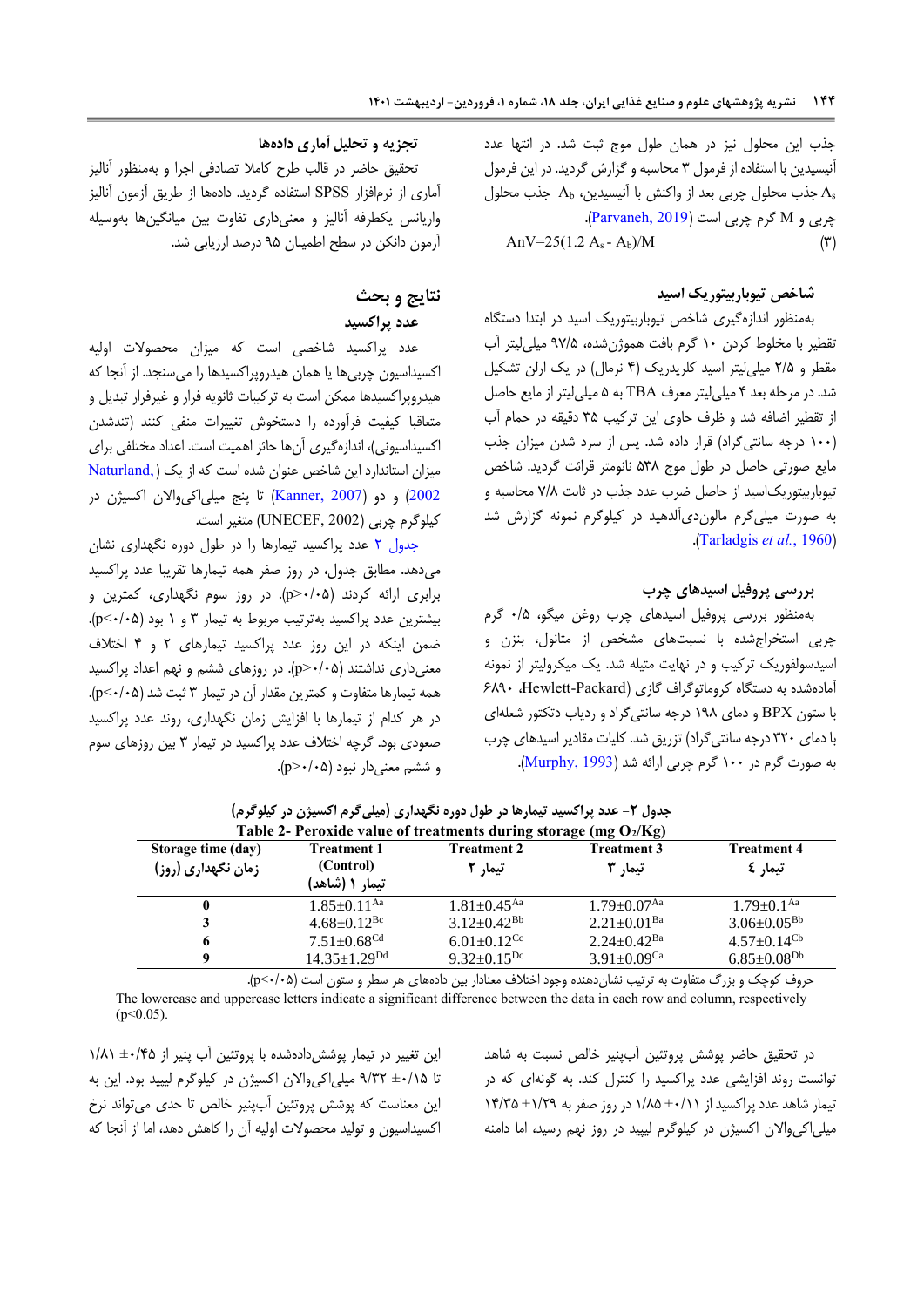جذب این محلول نیز در همان طول موج ثبت شد. در انتها عدد آنیسیدین با استفاده از فرمول ۳ محاسبه و گزارش گردید. در این فرمول $A_s$ جذب محلول چربی بعد از واکنش با آنیسیدین، $A_b$ جذب محلول چربی و M گرم چربی است (Parvaneh, 2019).

$$AnV=25(1.2\ A_s - A_b)/M \quad (۳)$$

### شاخص تیوباربیتوریک اسید

به‌منظور اندازه‌گیری شاخص تیوباربیتوریک اسید در ابتدا دستگاه تقطیر با مخلوط کردن ۱۰ گرم بافت هموژن‌شده، ۹۷/۵ میلی‌لیتر آب مقطر و ۲/۵ میلی‌لیتر اسید کلریدریک (۴ نرمال) در یک ارلن تشکیل شد. در مرحله بعد ۴ میلی‌لیتر معرف TBA به ۵ میلی‌لیتر از مایع حاصل از تقطیر اضافه شد و ظرف حاوی این ترکیب ۳۵ دقیقه در حمام آب (۱۰۰ درجه سانتی‌گراد) قرار داده شد. پس از سرد شدن میزان جذب مایع صورتی حاصل در طول موج ۵۳۸ نانومتر قرائت گردید. شاخص تیوباربیتوریک‌اسید از حاصل ضرب عدد جذب در ثابت ۷/۸ محاسبه و به صورت میلی‌گرم مالون‌دی‌آلدهید در کیلوگرم نمونه گزارش شد (Tarladgis *et al.*, 1960).

### بررسی پروفیل اسیدهای چرب

به‌منظور بررسی پروفیل اسیدهای چرب روغن میگو، ۰/۵ گرم چربی استخراج‌شده با نسبت‌های مشخص از متانول، بنزن و اسیدسولفوریک ترکیب و در نهایت متیله شد. یک میکرولیتر از نمونه آماده‌شده به دستگاه کروماتوگراف گازی (Hewlett-Packard، ۶۸۹۰ با ستون BPX و دمای ۱۹۸ درجه سانتی‌گراد و ردیاب دتکتور شعله‌ای با دمای ۳۲۰ درجه سانتی‌گراد) تزریق شد. کلیات مقادیر اسیدهای چرب به صورت گرم در ۱۰۰ گرم چربی ارائه شد (Murphy, 1993).

### تجزیه و تحلیل آماری داده‌ها

تحقیق حاضر در قالب طرح کاملا تصادفی اجرا و به‌منظور آنالیز آماری از نرم‌افزار SPSS استفاده گردید. داده‌ها از طریق آزمون آنالیز واریانس یکطرفه آنالیز و معنی‌داری تفاوت بین میانگین‌ها به‌وسیله آزمون دانکن در سطح اطمینان ۹۵ درصد ارزیابی شد.

## نتایج و بحث

### عدد پراکسید

عدد پراکسید شاخصی است که میزان محصولات اولیه اکسیداسیون چربی‌ها یا همان هیدروپراکسیدها را می‌سنجد. از آنجا که هیدروپراکسیدها ممکن است به ترکیبات ثانویه فرار و غیرفرار تبدیل و متعاقبا کیفیت فرآورده را دستخوش تغییرات منفی کنند (تندشدن اکسیداسیونی)، اندازه‌گیری آن‌ها حائز اهمیت است. اعداد مختلفی برای میزان استاندارد این شاخص عنوان شده است که از یک (Naturland, 2002) و دو (Kanner, 2007) تا پنج میلی‌اکی‌والان اکسیژن در کیلوگرم چربی (UNECEF, 2002) متغیر است.

جدول ۲ عدد پراکسید تیمارها را در طول دوره نگهداری نشان می‌دهد. مطابق جدول، در روز صفر همه تیمارها تقریبا عدد پراکسید برابری ارائه کردند ($p>0.05$). در روز سوم نگهداری، کمترین و بیشترین عدد پراکسید به‌ترتیب مربوط به تیمار ۳ و ۱ بود ($p<0.05$). ضمن اینکه در این روز عدد پراکسید تیمارهای ۲ و ۴ اختلاف معنی‌داری نداشتند ($p>0.05$). در روزهای ششم و نهم اعداد پراکسید همه تیمارها متفاوت و کمترین مقدار آن در تیمار ۳ ثبت شد ($p<0.05$). در هر کدام از تیمارها با افزایش زمان نگهداری، روند عدد پراکسید صعودی بود. گرچه اختلاف عدد پراکسید در تیمار ۳ بین روزهای سوم و ششم معنی‌دار نبود ($p>0.05$).

جدول ۲- عدد پراکسید تیمارها در طول دوره نگهداری (میلی‌گرم اکسیژن در کیلوگرم)

Table 2- Peroxide value of treatments during storage (mg $O_2$/Kg)

| Storage time (day) زمان نگهداری (روز) | Treatment 1 (Control) تیمار ۱ (شاهد) | Treatment 2 تیمار ۲ | Treatment 3 تیمار ۳ | Treatment 4 تیمار ٤ |
|---|---|---|---|---|
| 0 | $1.85\pm0.11^{Aa}$ | $1.81\pm0.45^{Aa}$ | $1.79\pm0.07^{Aa}$ | $1.79\pm0.1^{Aa}$ |
| 3 | $4.68\pm0.12^{Bc}$ | $3.12\pm0.42^{Bb}$ | $2.21\pm0.01^{Ba}$ | $3.06\pm0.05^{Bb}$ |
| 6 | $7.51\pm0.68^{Cd}$ | $6.01\pm0.12^{Cc}$ | $2.24\pm0.42^{Ba}$ | $4.57\pm0.14^{Cb}$ |
| 9 | $14.35\pm1.29^{Dd}$ | $9.32\pm0.15^{Dc}$ | $3.91\pm0.09^{Ca}$ | $6.85\pm0.08^{Db}$ |

حروف کوچک و بزرگ متفاوت به ترتیب نشان‌دهنده وجود اختلاف معنادار بین داده‌های هر سطر و ستون است ($p<0.05$).

The lowercase and uppercase letters indicate a significant difference between the data in each row and column, respectively ($p<0.05$).

در تحقیق حاضر پوشش پروتئین آب‌پنیر خالص نسبت به شاهد توانست روند افزایشی عدد پراکسید را کنترل کند. به گونه‌ای که در تیمار شاهد عدد پراکسید از ۱/۸۵±۰/۱۱ در روز صفر به ۱۴/۳۵±۱/۲۹ میلی‌اکی‌والان اکسیژن در کیلوگرم لیپید در روز نهم رسید، اما دامنه این تغییر در تیمار پوشش‌داده‌شده با پروتئین آب پنیر از ۱/۸۱±۰/۴۵ تا ۹/۳۲±۰/۱۵ میلی‌اکی‌والان اکسیژن در کیلوگرم لیپید بود. این به این معناست که پوشش پروتئین آب‌پنیر خالص تا حدی می‌تواند نرخ اکسیداسیون و تولید محصولات اولیه آن را کاهش دهد، اما از آنجا که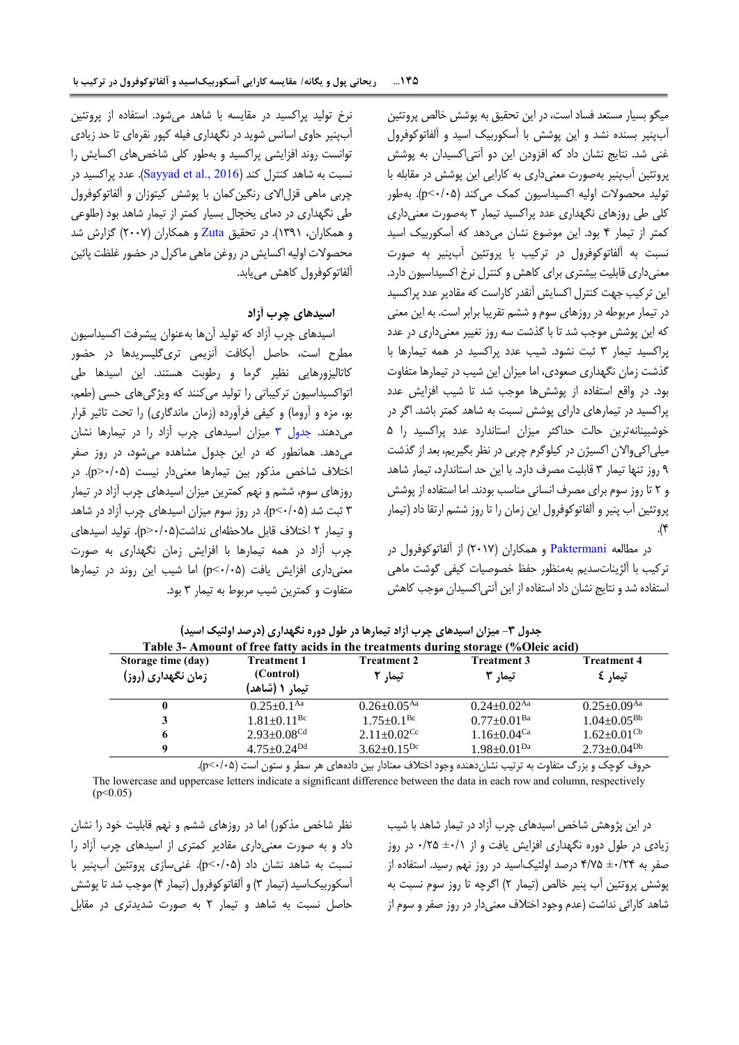میگو بسیار مستعد فساد است، در این تحقیق به پوشش خالص پروتئین آب‌پنیر بسنده نشد و این پوشش با آسکوربیک اسید و آلفاتوکوفرول غنی شد. نتایج نشان داد که افزودن این دو آنتی‌اکسیدان به پوشش پروتئین آب‌پنیر به‌صورت معنی‌داری به کارایی این پوشش در مقابله با تولید محصولات اولیه اکسیداسیون کمک می‌کند (p<۰/۰۵). به‌طور کلی طی روزهای نگهداری عدد پراکسید تیمار ۳ به‌صورت معنی‌داری کمتر از تیمار ۴ بود. این موضوع نشان می‌دهد که آسکوربیک اسید نسبت به آلفاتوکوفرول در ترکیب با پروتئین آب‌پنیر به صورت معنی‌داری قابلیت بیشتری برای کاهش و کنترل نرخ اکسیداسیون دارد. این ترکیب جهت کنترل اکسایش آنقدر کاراست که مقادیر عدد پراکسید در تیمار مربوطه در روزهای سوم و ششم تقریبا برابر است. به این معنی که این پوشش موجب شد تا با گذشت سه روز تغییر معنی‌داری در عدد پراکسید تیمار ۳ ثبت نشود. شیب عدد پراکسید در همه تیمارها با گذشت زمان نگهداری صعودی، اما میزان این شیب در تیمارها متفاوت بود. در واقع استفاده از پوشش‌ها موجب شد تا شیب افزایش عدد پراکسید در تیمارهای دارای پوشش نسبت به شاهد کمتر باشد. اگر در خوشبینانه‌ترین حالت حداکثر میزان استاندارد عدد پراکسید را ۵ میلی‌اکی‌والان اکسیژن در کیلوگرم چربی در نظر بگیریم، بعد از گذشت ۹ روز تنها تیمار ۳ قابلیت مصرف دارد. با این حد استاندارد، تیمار شاهد و ۲ تا روز سوم برای مصرف انسانی مناسب بودند. اما استفاده از پوشش پروتئین آب پنیر و آلفاتوکوفرول این زمان را تا روز ششم ارتقا داد (تیمار ۴).

در مطالعه Paktermani و همکاران (۲۰۱۷) از آلفاتوکوفرول در ترکیب با آلژینات‌سدیم به‌منظور حفظ خصوصیات کیفی گوشت ماهی استفاده شد و نتایج نشان داد استفاده از این آنتی‌اکسیدان موجب کاهش نرخ تولید پراکسید در مقایسه با شاهد می‌شود. استفاده از پروتئین آب‌پنیر حاوی اسانس شوید در نگهداری فیله کپور نقره‌ای تا حد زیادی توانست روند افزایشی پراکسید و به‌طور کلی شاخص‌های اکسایش را نسبت به شاهد کنترل کند (Sayyad et al., 2016). عدد پراکسید در چربی ماهی قزل‌آلای رنگین‌کمان با پوشش کیتوزان و آلفاتوکوفرول طی نگهداری در دمای یخچال بسیار کمتر از تیمار شاهد بود (طلوعی و همکاران، ۱۳۹۱). در تحقیق Zuta و همکاران (۲۰۰۷) گزارش شد محصولات اولیه اکسایش در روغن ماهی ماکرل در حضور غلظت پائین آلفاتوکوفرول کاهش می‌یابد.

### اسیدهای چرب آزاد

اسیدهای چرب آزاد که تولید آن‌ها به‌عنوان پیشرفت اکسیداسیون مطرح است، حاصل آبکافت آنزیمی تری‌گلیسریدها در حضور کاتالیزورهایی نظیر گرما و رطوبت هستند. این اسیدها طی اتواکسیداسیون ترکیباتی را تولید می‌کنند که ویژگی‌های حسی (طعم، بو، مزه و آروما) و کیفی فرآورده (زمان ماندگاری) را تحت تاثیر قرار می‌دهند. جدول ۳ میزان اسیدهای چرب آزاد را در تیمارها نشان می‌دهد. همانطور که در این جدول مشاهده می‌شود، در روز صفر اختلاف شاخص مذکور بین تیمارها معنی‌دار نیست (p>۰/۰۵). در روزهای سوم، ششم و نهم کمترین میزان اسیدهای چرب آزاد در تیمار ۳ ثبت شد (p<۰/۰۵). در روز سوم میزان اسیدهای چرب آزاد در شاهد و تیمار ۲ اختلاف قابل ملاحظه‌ای نداشت(p>۰/۰۵). تولید اسیدهای چرب آزاد در همه تیمارها با افزایش زمان نگهداری به صورت معنی‌داری افزایش یافت (p<۰/۰۵) اما شیب این روند در تیمارها متفاوت و کمترین شیب مربوط به تیمار ۳ بود.

جدول ۳- میزان اسیدهای چرب آزاد تیمارها در طول دوره نگهداری (درصد اولئیک اسید)

Table 3- Amount of free fatty acids in the treatments during storage (%Oleic acid)

| Storage time (day) زمان نگهداری (روز) | Treatment 1 (Control) تیمار ۱ (شاهد) | Treatment 2 تیمار ۲ | Treatment 3 تیمار ۳ | Treatment 4 تیمار ٤ |
|---|---|---|---|---|
| 0 | $0.25\pm0.1^{Aa}$ | $0.26\pm0.05^{Aa}$ | $0.24\pm0.02^{Aa}$ | $0.25\pm0.09^{Aa}$ |
| 3 | $1.81\pm0.11^{Bc}$ | $1.75\pm0.1^{Bc}$ | $0.77\pm0.01^{Ba}$ | $1.04\pm0.05^{Bb}$ |
| 6 | $2.93\pm0.08^{Cd}$ | $2.11\pm0.02^{Cc}$ | $1.16\pm0.04^{Ca}$ | $1.62\pm0.01^{Cb}$ |
| 9 | $4.75\pm0.24^{Dd}$ | $3.62\pm0.15^{Dc}$ | $1.98\pm0.01^{Da}$ | $2.73\pm0.04^{Db}$ |

حروف کوچک و بزرگ متفاوت به ترتیب نشان‌دهنده وجود اختلاف معنادار بین داده‌های هر سطر و ستون است (p<۰/۰۵).

The lowercase and uppercase letters indicate a significant difference between the data in each row and column, respectively ($p<0.05$)

در این پژوهش شاخص اسیدهای چرب آزاد در تیمار شاهد با شیب زیادی در طول دوره نگهداری افزایش یافت و از ۰/۲۵ ±۰/۱ در روز صفر به ۴/۷۵ ±۰/۲۴ درصد اولئیک‌اسید در روز نهم رسید. استفاده از پوشش پروتئین آب پنیر خالص (تیمار ۲) اگرچه تا روز سوم نسبت به شاهد کارائی نداشت (عدم وجود اختلاف معنی‌دار در روز صفر و سوم از نظر شاخص مذکور) اما در روزهای ششم و نهم قابلیت خود را نشان داد و به صورت معنی‌داری مقادیر کمتری از اسیدهای چرب آزاد را نسبت به شاهد نشان داد (p<۰/۰۵). غنی‌سازی پروتئین آب‌پنیر با آسکوربیک‌اسید (تیمار ۳) و آلفاتوکوفرول (تیمار ۴) موجب شد تا پوشش حاصل نسبت به شاهد و تیمار ۲ به صورت شدیدتری در مقابل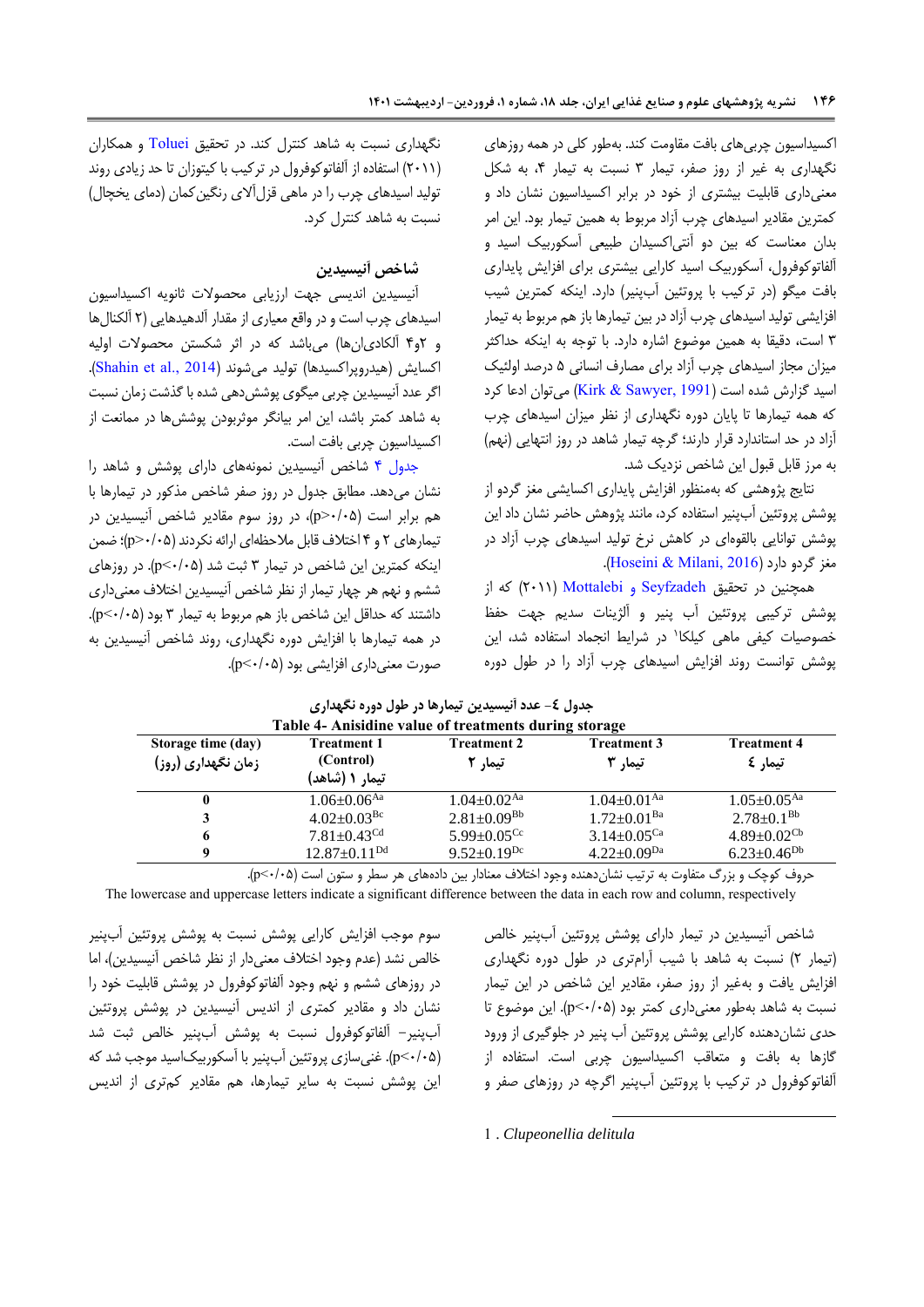اکسیداسیون چربی‌های بافت مقاومت کند. به‌طور کلی در همه روزهای نگهداری به غیر از روز صفر، تیمار ۳ نسبت به تیمار ۴، به شکل معنی‌داری قابلیت بیشتری از خود در برابر اکسیداسیون نشان داد و کمترین مقادیر اسیدهای چرب آزاد مربوط به همین تیمار بود. این امر بدان معناست که بین دو آنتی‌اکسیدان طبیعی آسکوربیک اسید و آلفاتوکوفرول، آسکوربیک اسید کارایی بیشتری برای افزایش پایداری بافت میگو (در ترکیب با پروتئین آب‌پنیر) دارد. اینکه کمترین شیب افزایشی تولید اسیدهای چرب آزاد در بین تیمارها باز هم مربوط به تیمار ۳ است، دقیقاً به همین موضوع اشاره دارد. با توجه به اینکه حداکثر میزان مجاز اسیدهای چرب آزاد برای مصارف انسانی ۵ درصد اولئیک اسید گزارش شده است (Kirk & Sawyer, 1991) می‌توان ادعا کرد که همه تیمارها تا پایان دوره نگهداری از نظر میزان اسیدهای چرب آزاد در حد استاندارد قرار دارند؛ گرچه تیمار شاهد در روز انتهایی (نهم) به مرز قابل قبول این شاخص نزدیک شد.

نتایج پژوهشی که به‌منظور افزایش پایداری اکسایشی مغز گردو از پوشش پروتئین آب‌پنیر استفاده کرد، مانند پژوهش حاضر نشان داد این پوشش توانایی بالقوه‌ای در کاهش نرخ تولید اسیدهای چرب آزاد در مغز گردو دارد (Hoseini & Milani, 2016).

همچنین در تحقیق Seyfzadeh و Mottalebi (۲۰۱۱) که از پوشش ترکیبی پروتئین آب پنیر و آلژینات سدیم جهت حفظ خصوصیات کیفی ماهی کیلکا[1] در شرایط انجماد استفاده شد، این پوشش توانست روند افزایش اسیدهای چرب آزاد را در طول دوره نگهداری نسبت به شاهد کنترل کند. در تحقیق Toluei و همکاران (۲۰۱۱) استفاده از آلفاتوکوفرول در ترکیب با کیتوزان تا حد زیادی روند تولید اسیدهای چرب را در ماهی قزل‌آلای رنگین‌کمان (دمای یخچال) نسبت به شاهد کنترل کرد.

## شاخص آنیسیدین

آنیسیدین اندیسی جهت ارزیابی محصولات ثانویه اکسیداسیون اسیدهای چرب است و در واقع معیاری از مقدار آلدهیدهایی (۲ آلکنال‌ها و ۲و۴ آلکادی‌ان‌ها) می‌باشد که در اثر شکستن محصولات اولیه اکسایش (هیدروپراکسیدها) تولید می‌شوند (Shahin et al., 2014). اگر عدد آنیسیدین چربی میگوی پوشش‌دهی شده با گذشت زمان نسبت به شاهد کمتر باشد، این امر بیانگر موثربودن پوشش‌ها در ممانعت از اکسیداسیون چربی بافت است.

جدول ۴ شاخص آنیسیدین نمونه‌های دارای پوشش و شاهد را نشان می‌دهد. مطابق جدول در روز صفر شاخص مذکور در تیمارها با هم برابر است ($p>0.05$)، در روز سوم مقادیر شاخص آنیسیدین در تیمارهای ۲ و ۴ اختلاف قابل ملاحظه‌ای ارائه نکردند ($p>0.05$)؛ ضمن اینکه کمترین این شاخص در تیمار ۳ ثبت شد ($p<0.05$). در روزهای ششم و نهم هر چهار تیمار از نظر شاخص آنیسیدین اختلاف معنی‌داری داشتند که حداقل این شاخص باز هم مربوط به تیمار ۳ بود ($p<0.05$). در همه تیمارها با افزایش دوره نگهداری، روند شاخص آنیسیدین به صورت معنی‌داری افزایشی بود ($p<0.05$).

جدول ٤- عدد آنیسیدین تیمارها در طول دوره نگهداری

Table 4- Anisidine value of treatments during storage

| Storage time (day) زمان نگهداری (روز) | Treatment 1 (Control) تیمار ۱ (شاهد) | Treatment 2 تیمار ۲ | Treatment 3 تیمار ۳ | Treatment 4 تیمار ٤ |
|---|---|---|---|---|
| 0 | $1.06\pm0.06^{Aa}$ | $1.04\pm0.02^{Aa}$ | $1.04\pm0.01^{Aa}$ | $1.05\pm0.05^{Aa}$ |
| 3 | $4.02\pm0.03^{Bc}$ | $2.81\pm0.09^{Bb}$ | $1.72\pm0.01^{Ba}$ | $2.78\pm0.1^{Bb}$ |
| 6 | $7.81\pm0.43^{Cd}$ | $5.99\pm0.05^{Cc}$ | $3.14\pm0.05^{Ca}$ | $4.89\pm0.02^{Cb}$ |
| 9 | $12.87\pm0.11^{Dd}$ | $9.52\pm0.19^{Dc}$ | $4.22\pm0.09^{Da}$ | $6.23\pm0.46^{Db}$ |

حروف کوچک و بزرگ متفاوت به ترتیب نشان‌دهنده وجود اختلاف معنادار بین داده‌های هر سطر و ستون است ($p<0.05$).

The lowercase and uppercase letters indicate a significant difference between the data in each row and column, respectively

شاخص آنیسیدین در تیمار دارای پوشش پروتئین آب‌پنیر خالص (تیمار ۲) نسبت به شاهد با شیب آرام‌تری در طول دوره نگهداری افزایش یافت و به‌غیر از روز صفر، مقادیر این شاخص در این تیمار نسبت به شاهد به‌طور معنی‌داری کمتر بود ($p<0.05$). این موضوع تا حدی نشان‌دهنده کارایی پوشش پروتئین آب پنیر در جلوگیری از ورود گازها به بافت و متعاقب اکسیداسیون چربی است. استفاده از آلفاتوکوفرول در ترکیب با پروتئین آب‌پنیر اگرچه در روزهای صفر و سوم موجب افزایش کارایی پوشش نسبت به پوشش پروتئین آب‌پنیر خالص نشد (عدم وجود اختلاف معنی‌دار از نظر شاخص آنیسیدین)، اما در روزهای ششم و نهم وجود آلفاتوکوفرول در پوشش قابلیت خود را نشان داد و مقادیر کمتری از اندیس آنیسیدین در پوشش پروتئین آب‌پنیر- آلفاتوکوفرول نسبت به پوشش آب‌پنیر خالص ثبت شد ($p<0.05$). غنی‌سازی پروتئین آب‌پنیر با آسکوربیک‌اسید موجب شد که این پوشش نسبت به سایر تیمارها، هم مقادیر کم‌تری از اندیس

1 . *Clupeonellia delitula*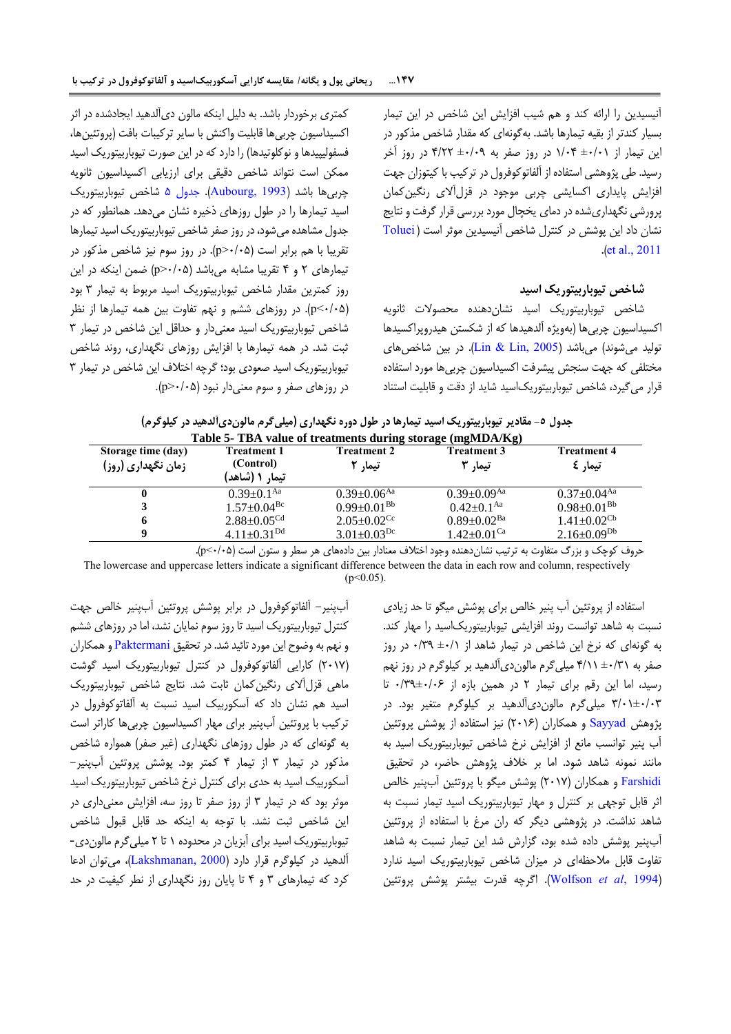آنیسیدین را ارائه کند و هم شیب افزایش این شاخص در این تیمار بسیار کندتر از بقیه تیمارها باشد. به‌گونه‌ای که مقدار شاخص مذکور در این تیمار از ۰/۰۱ ± ۱/۰۴ در روز صفر به ۰/۰۹ ± ۴/۲۲ در روز آخر رسید. طی پژوهشی استفاده از آلفاتوکوفرول در ترکیب با کیتوزان جهت افزایش پایداری اکسایشی چربی موجود در قزل‌آلای رنگین‌کمان پرورشی نگهداری‌شده در دمای یخچال مورد بررسی قرار گرفت و نتایج نشان داد این پوشش در کنترل شاخص آنیسیدین موثر است (Toluei et al., 2011).

### شاخص تیوباربیتوریک اسید

شاخص تیوباربیتوریک اسید نشان‌دهنده محصولات ثانویه اکسیداسیون چربی‌ها (به‌ویژه آلدهیدها که از شکستن هیدروپراکسیدها تولید می‌شوند) می‌باشد (Lin & Lin, 2005). در بین شاخص‌های مختلفی که جهت سنجش پیشرفت اکسیداسیون چربی‌ها مورد استفاده قرار می‌گیرد، شاخص تیوباربیتوریک‌اسید شاید از دقت و قابلیت استناد کمتری برخوردار باشد. به دلیل اینکه مالون دی‌آلدهید ایجادشده در اثر اکسیداسیون چربی‌ها قابلیت واکنش با سایر ترکیبات بافت (پروتئین‌ها، فسفولیپیدها و نوکلوتیدها) را دارد که در این صورت تیوباربیتوریک اسید ممکن است نتواند شاخص دقیقی برای ارزیابی اکسیداسیون ثانویه چربی‌ها باشد (Aubourg, 1993). جدول ۵ شاخص تیوباربیتوریک اسید تیمارها را در طول روزهای ذخیره نشان می‌دهد. همانطور که در جدول مشاهده می‌شود، در روز صفر شاخص تیوباربیتوریک اسید تیمارها تقریبا با هم برابر است ($p>0.05$). در روز سوم نیز شاخص مذکور در تیمارهای ۲ و ۴ تقریبا مشابه می‌باشد ($p>0.05$) ضمن اینکه در این روز کمترین مقدار شاخص تیوباربیتوریک اسید مربوط به تیمار ۳ بود ($p<0.05$). در روزهای ششم و نهم تفاوت بین همه تیمارها از نظر شاخص تیوباربیتوریک اسید معنی‌دار و حداقل این شاخص در تیمار ۳ ثبت شد. در همه تیمارها با افزایش روزهای نگهداری، روند شاخص تیوباربیتوریک اسید صعودی بود؛ گرچه اختلاف این شاخص در تیمار ۳ در روزهای صفر و سوم معنی‌دار نبود ($p>0.05$).

جدول ۵- مقادیر تیوباربیتوریک اسید تیمارها در طول دوره نگهداری (میلی‌گرم مالون‌دی‌آلدهید در کیلوگرم)

Table 5- TBA value of treatments during storage (mgMDA/Kg)

| Storage time (day) زمان نگهداری (روز) | Treatment 1 (Control) تیمار ۱ (شاهد) | Treatment 2 تیمار ۲ | Treatment 3 تیمار ۳ | Treatment 4 تیمار ٤ |
|---|---|---|---|---|
| 0 | $0.39\pm0.1^{Aa}$ | $0.39\pm0.06^{Aa}$ | $0.39\pm0.09^{Aa}$ | $0.37\pm0.04^{Aa}$ |
| 3 | $1.57\pm0.04^{Bc}$ | $0.99\pm0.01^{Bb}$ | $0.42\pm0.1^{Aa}$ | $0.98\pm0.01^{Bb}$ |
| 6 | $2.88\pm0.05^{Cd}$ | $2.05\pm0.02^{Cc}$ | $0.89\pm0.02^{Ba}$ | $1.41\pm0.02^{Cb}$ |
| 9 | $4.11\pm0.31^{Dd}$ | $3.01\pm0.03^{Dc}$ | $1.42\pm0.01^{Ca}$ | $2.16\pm0.09^{Db}$ |

حروف کوچک و بزرگ متفاوت به ترتیب نشان‌دهنده وجود اختلاف معنادار بین داده‌های هر سطر و ستون است ($p<0.05$).

The lowercase and uppercase letters indicate a significant difference between the data in each row and column, respectively ($p<0.05$).

استفاده از پروتئین آب پنیر خالص برای پوشش میگو تا حد زیادی نسبت به شاهد توانست روند افزایشی تیوباربیتوریک‌اسید را مهار کند. به گونه‌ای که نرخ این شاخص در تیمار شاهد از ۰/۱ ± ۰/۳۹ در روز صفر به ۰/۳۱ ± ۴/۱۱ میلی‌گرم مالون‌دی‌آلدهید بر کیلوگرم در روز نهم رسید، اما این رقم برای تیمار ۲ در همین بازه از ۰/۰۶±۰/۳۹ تا ۰/۰۳±۳/۰۱ میلی‌گرم مالون‌دی‌آلدهید بر کیلوگرم متغیر بود. در پژوهش Sayyad و همکاران (۲۰۱۶) نیز استفاده از پوشش پروتئین آب پنیر توانسب مانع از افزایش نرخ شاخص تیوباربیتوریک اسید به مانند نمونه شاهد شود. اما بر خلاف پژوهش حاضر، در تحقیق Farshidi و همکاران (۲۰۱۷) پوشش میگو با پروتئین آب‌پنیر خالص اثر قابل توجهی بر کنترل و مهار تیوباربیتوریک اسید تیمار نسبت به شاهد نداشت. در پژوهشی دیگر که ران مرغ با استفاده از پروتئین آب‌پنیر پوشش داده شده بود، گزارش شد این تیمار نسبت به شاهد تفاوت قابل ملاحظه‌ای در میزان شاخص تیوباربیتوریک اسید ندارد (Wolfson *et al*, 1994). اگرچه قدرت بیشتر پوشش پروتئین آب‌پنیر- آلفاتوکوفرول در برابر پوشش پروتئین آب‌پنیر خالص جهت کنترل تیوباربیتوریک اسید تا روز سوم نمایان نشد، اما در روزهای ششم و نهم به وضوح این مورد تائید شد. در تحقیق Paktermani و همکاران (۲۰۱۷) کارایی آلفاتوکوفرول در کنترل تیوباربیتوریک اسید گوشت ماهی قزل‌آلای رنگین‌کمان ثابت شد. نتایج شاخص تیوباربیتوریک اسید هم نشان داد که آسکوربیک اسید نسبت به آلفاتوکوفرول در ترکیب با پروتئین آب‌پنیر برای مهار اکسیداسیون چربی‌ها کاراتر است به گونه‌ای که در طول روزهای نگهداری (غیر صفر) همواره شاخص مذکور در تیمار ۳ از تیمار ۴ کمتر بود. پوشش پروتئین آب‌پنیر- آسکوربیک اسید به حدی برای کنترل نرخ شاخص تیوباربیتوریک اسید موثر بود که در تیمار ۳ از روز صفر تا روز سه، افزایش معنی‌داری در این شاخص ثبت نشد. با توجه به اینکه حد قابل قبول شاخص تیوباربیتوریک اسید برای آبزیان در محدوده ۱ تا ۲ میلی‌گرم مالون‌دی-آلدهید در کیلوگرم قرار دارد (Lakshmanan, 2000)، می‌توان ادعا کرد که تیمارهای ۳ و ۴ تا پایان روز نگهداری از نظر کیفیت در حد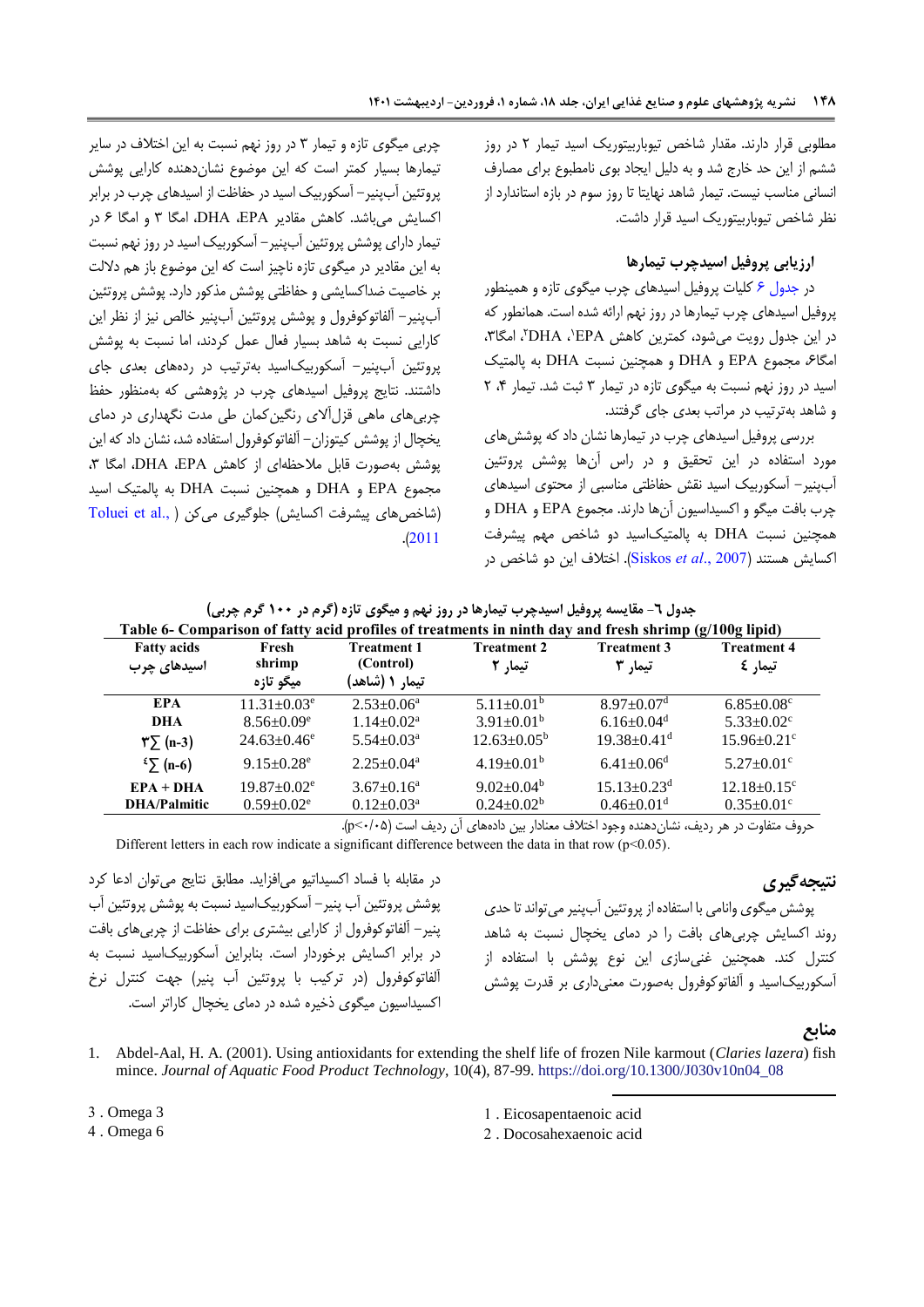مطلوبی قرار دارند. مقدار شاخص تیوباربیتوریک اسید تیمار ۲ در روز ششم از این حد خارج شد و به دلیل ایجاد بوی نامطبوع برای مصارف انسانی مناسب نیست. تیمار شاهد نهایتا تا روز سوم در بازه استاندارد از نظر شاخص تیوباربیتوریک اسید قرار داشت.

### ارزیابی پروفیل اسیدچرب تیمارها

در جدول ۶ کلیات پروفیل اسیدهای چرب میگوی تازه و همینطور پروفیل اسیدهای چرب تیمارها در روز نهم ارائه شده است. همانطور که در این جدول رویت می‌شود، کمترین کاهش EPA[1]، DHA[2]، امگا۳[3]، امگا۶[4]، مجموع EPA و DHA و همچنین نسبت DHA به پالمیتیک اسید در روز نهم نسبت به میگوی تازه در تیمار ۳ ثبت شد. تیمار ۴، ۲ و شاهد به‌ترتیب در مراتب بعدی جای گرفتند.

بررسی پروفیل اسیدهای چرب در تیمارها نشان داد که پوشش‌های مورد استفاده در این تحقیق و در راس آن‌ها پوشش پروتئین آب‌پنیر- آسکوربیک اسید نقش حفاظتی مناسبی از محتوی اسیدهای چرب بافت میگو و اکسیداسیون آن‌ها دارند. مجموع EPA و DHA و همچنین نسبت DHA به پالمیتیک‌اسید دو شاخص مهم پیشرفت اکسایش هستند (Siskos *et al*., 2007). اختلاف این دو شاخص در چربی میگوی تازه و تیمار ۳ در روز نهم نسبت به این اختلاف در سایر تیمارها بسیار کمتر است که این موضوع نشان‌دهنده کارایی پوشش پروتئین آب‌پنیر- آسکوربیک اسید در حفاظت از اسیدهای چرب در برابر اکسایش می‌باشد. کاهش مقادیر EPA، DHA، امگا ۳ و امگا ۶ در تیمار دارای پوشش پروتئین آب‌پنیر- آسکوربیک اسید در روز نهم نسبت به این مقادیر در میگوی تازه ناچیز است که این موضوع باز هم دلالت بر خاصیت ضداکسایشی و حفاظتی پوشش مذکور دارد. پوشش پروتئین آب‌پنیر- آلفاتوکوفرول و پوشش پروتئین آب‌پنیر خالص نیز از نظر این کارایی نسبت به شاهد بسیار فعال عمل کردند، اما نسبت به پوشش پروتئین آب‌پنیر- آسکوربیک‌اسید به‌ترتیب در رده‌های بعدی جای داشتند. نتایج پروفیل اسیدهای چرب در پژوهشی که به‌منظور حفظ چربی‌های ماهی قزل‌آلای رنگین‌کمان طی مدت نگهداری در دمای یخچال از پوشش کیتوزان- آلفاتوکوفرول استفاده شد، نشان داد که این پوشش به‌صورت قابل ملاحظه‌ای از کاهش EPA، DHA، امگا ۳، مجموع EPA و DHA و همچنین نسبت DHA به پالمیتیک اسید (شاخص‌های پیشرفت اکسایش) جلوگیری می‌کن (Toluei et al., 2011).

جدول ٦- مقایسه پروفیل اسیدچرب تیمارها در روز نهم و میگوی تازه (گرم در ۱۰۰ گرم چربی)

Table 6- Comparison of fatty acid profiles of treatments in ninth day and fresh shrimp (g/100g lipid)

| Fatty acids اسیدهای چرب | Fresh shrimp میگو تازه | Treatment 1 (Control) تیمار ۱ (شاهد) | Treatment 2 تیمار ۲ | Treatment 3 تیمار ۳ | Treatment 4 تیمار ٤ |
|---|---|---|---|---|---|
| EPA | 11.31±0.03[e] | 2.53±0.06[a] | 5.11±0.01[b] | 8.97±0.07[d] | 6.85±0.08[c] |
| DHA | 8.56±0.09[e] | 1.14±0.02[a] | 3.91±0.01[b] | 6.16±0.04[d] | 5.33±0.02[c] |
| ۳∑ (n-3) | 24.63±0.46[e] | 5.54±0.03[a] | 12.63±0.05[b] | 19.38±0.41[d] | 15.96±0.21[c] |
| ٤∑ (n-6) | 9.15±0.28[e] | 2.25±0.04[a] | 4.19±0.01[b] | 6.41±0.06[d] | 5.27±0.01[c] |
| EPA + DHA | 19.87±0.02[e] | 3.67±0.16[a] | 9.02±0.04[b] | 15.13±0.23[d] | 12.18±0.15[c] |
| DHA/Palmitic | 0.59±0.02[e] | 0.12±0.03[a] | 0.24±0.02[b] | 0.46±0.01[d] | 0.35±0.01[c] |

حروف متفاوت در هر ردیف، نشان‌دهنده وجود اختلاف معنادار بین داده‌های آن ردیف است ($p<0.05$).

Different letters in each row indicate a significant difference between the data in that row ($p<0.05$).

## نتیجه‌گیری

پوشش میگوی وانامی با استفاده از پروتئین آب‌پنیر می‌تواند تا حدی روند اکسایش چربی‌های بافت را در دمای یخچال نسبت به شاهد کنترل کند. همچنین غنی‌سازی این نوع پوشش با استفاده از آسکوربیک‌اسید و آلفاتوکوفرول به‌صورت معنی‌داری بر قدرت پوشش در مقابله با فساد اکسیداتیو می‌افزاید. مطابق نتایج می‌توان ادعا کرد پوشش پروتئین آب پنیر- آسکوربیک‌اسید نسبت به پوشش پروتئین آب پنیر- آلفاتوکوفرول از کارایی بیشتری برای حفاظت از چربی‌های بافت در برابر اکسایش برخوردار است. بنابراین آسکوربیک‌اسید نسبت به آلفاتوکوفرول (در ترکیب با پروتئین آب پنیر) جهت کنترل نرخ اکسیداسیون میگوی ذخیره شده در دمای یخچال کاراتر است.

## منابع

1. Abdel-Aal, H. A. (2001). Using antioxidants for extending the shelf life of frozen Nile karmout (*Claries lazera*) fish mince. *Journal of Aquatic Food Product Technology*, 10(4), 87-99. https://doi.org/10.1300/J030v10n04_08

---

1 . Eicosapentaenoic acid
2 . Docosahexaenoic acid
3 . Omega 3
4 . Omega 6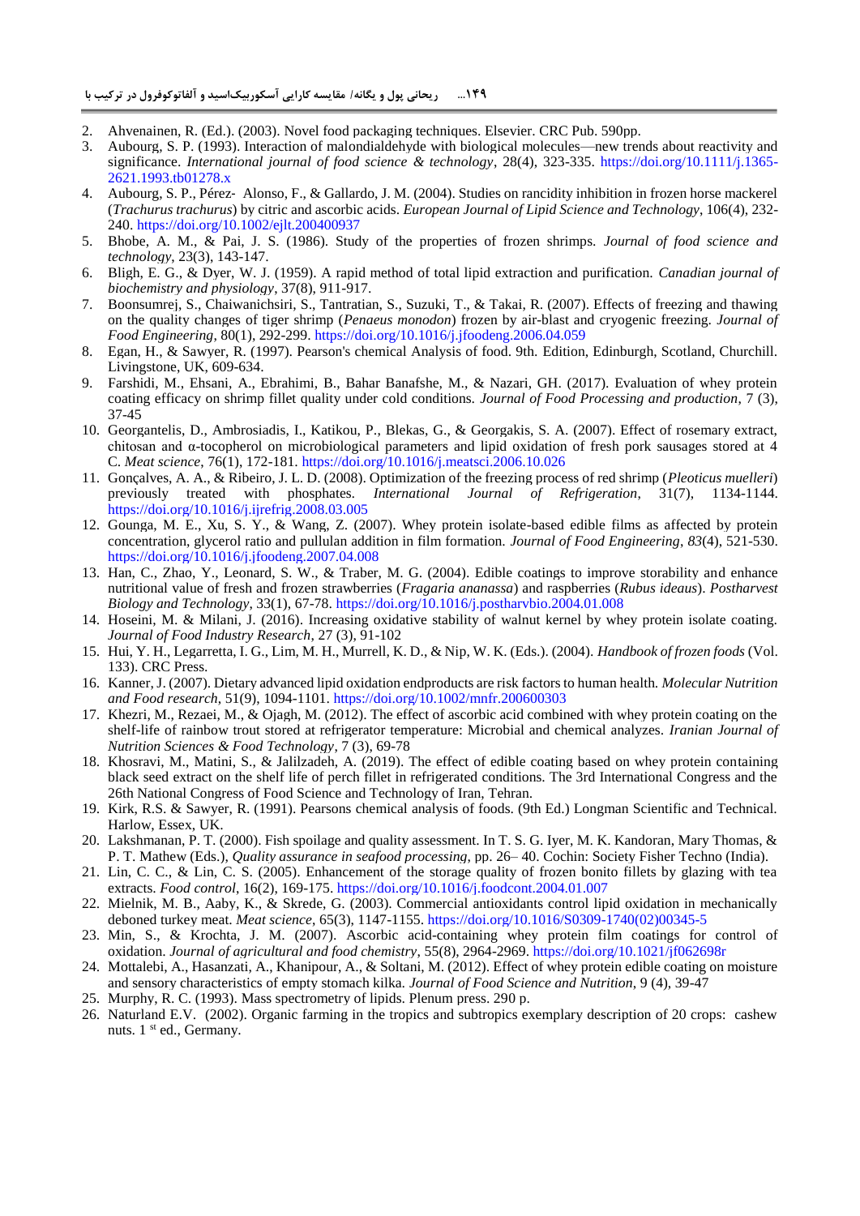2. Ahvenainen, R. (Ed.). (2003). Novel food packaging techniques. Elsevier. CRC Pub. 590pp.
3. Aubourg, S. P. (1993). Interaction of malondialdehyde with biological molecules—new trends about reactivity and significance. *International journal of food science & technology*, 28(4), 323-335. https://doi.org/10.1111/j.1365-2621.1993.tb01278.x
4. Aubourg, S. P., Pérez‐ Alonso, F., & Gallardo, J. M. (2004). Studies on rancidity inhibition in frozen horse mackerel (*Trachurus trachurus*) by citric and ascorbic acids. *European Journal of Lipid Science and Technology*, 106(4), 232-240. https://doi.org/10.1002/ejlt.200400937
5. Bhobe, A. M., & Pai, J. S. (1986). Study of the properties of frozen shrimps. *Journal of food science and technology*, 23(3), 143-147.
6. Bligh, E. G., & Dyer, W. J. (1959). A rapid method of total lipid extraction and purification. *Canadian journal of biochemistry and physiology*, 37(8), 911-917.
7. Boonsumrej, S., Chaiwanichsiri, S., Tantratian, S., Suzuki, T., & Takai, R. (2007). Effects of freezing and thawing on the quality changes of tiger shrimp (*Penaeus monodon*) frozen by air-blast and cryogenic freezing. *Journal of Food Engineering*, 80(1), 292-299. https://doi.org/10.1016/j.jfoodeng.2006.04.059
8. Egan, H., & Sawyer, R. (1997). Pearson's chemical Analysis of food. 9th. Edition, Edinburgh, Scotland, Churchill. Livingstone, UK, 609-634.
9. Farshidi, M., Ehsani, A., Ebrahimi, B., Bahar Banafshe, M., & Nazari, GH. (2017). Evaluation of whey protein coating efficacy on shrimp fillet quality under cold conditions. *Journal of Food Processing and production*, 7 (3), 37-45
10. Georgantelis, D., Ambrosiadis, I., Katikou, P., Blekas, G., & Georgakis, S. A. (2007). Effect of rosemary extract, chitosan and α-tocopherol on microbiological parameters and lipid oxidation of fresh pork sausages stored at 4 C. *Meat science*, 76(1), 172-181. https://doi.org/10.1016/j.meatsci.2006.10.026
11. Gonçalves, A. A., & Ribeiro, J. L. D. (2008). Optimization of the freezing process of red shrimp (*Pleoticus muelleri*) previously treated with phosphates. *International Journal of Refrigeration*, 31(7), 1134-1144. https://doi.org/10.1016/j.ijrefrig.2008.03.005
12. Gounga, M. E., Xu, S. Y., & Wang, Z. (2007). Whey protein isolate-based edible films as affected by protein concentration, glycerol ratio and pullulan addition in film formation. *Journal of Food Engineering*, *83*(4), 521-530. https://doi.org/10.1016/j.jfoodeng.2007.04.008
13. Han, C., Zhao, Y., Leonard, S. W., & Traber, M. G. (2004). Edible coatings to improve storability and enhance nutritional value of fresh and frozen strawberries (*Fragaria ananassa*) and raspberries (*Rubus ideaus*). *Postharvest Biology and Technology*, 33(1), 67-78. https://doi.org/10.1016/j.postharvbio.2004.01.008
14. Hoseini, M. & Milani, J. (2016). Increasing oxidative stability of walnut kernel by whey protein isolate coating. *Journal of Food Industry Research*, 27 (3), 91-102
15. Hui, Y. H., Legarretta, I. G., Lim, M. H., Murrell, K. D., & Nip, W. K. (Eds.). (2004). *Handbook of frozen foods* (Vol. 133). CRC Press.
16. Kanner, J. (2007). Dietary advanced lipid oxidation endproducts are risk factors to human health. *Molecular Nutrition and Food research*, 51(9), 1094-1101. https://doi.org/10.1002/mnfr.200600303
17. Khezri, M., Rezaei, M., & Ojagh, M. (2012). The effect of ascorbic acid combined with whey protein coating on the shelf-life of rainbow trout stored at refrigerator temperature: Microbial and chemical analyzes. *Iranian Journal of Nutrition Sciences & Food Technology*, 7 (3), 69-78
18. Khosravi, M., Matini, S., & Jalilzadeh, A. (2019). The effect of edible coating based on whey protein containing black seed extract on the shelf life of perch fillet in refrigerated conditions. The 3rd International Congress and the 26th National Congress of Food Science and Technology of Iran, Tehran.
19. Kirk, R.S. & Sawyer, R. (1991). Pearsons chemical analysis of foods. (9th Ed.) Longman Scientific and Technical. Harlow, Essex, UK.
20. Lakshmanan, P. T. (2000). Fish spoilage and quality assessment. In T. S. G. Iyer, M. K. Kandoran, Mary Thomas, & P. T. Mathew (Eds.), *Quality assurance in seafood processing*, pp. 26– 40. Cochin: Society Fisher Techno (India).
21. Lin, C. C., & Lin, C. S. (2005). Enhancement of the storage quality of frozen bonito fillets by glazing with tea extracts. *Food control*, 16(2), 169-175. https://doi.org/10.1016/j.foodcont.2004.01.007
22. Mielnik, M. B., Aaby, K., & Skrede, G. (2003). Commercial antioxidants control lipid oxidation in mechanically deboned turkey meat. *Meat science*, 65(3), 1147-1155. https://doi.org/10.1016/S0309-1740(02)00345-5
23. Min, S., & Krochta, J. M. (2007). Ascorbic acid-containing whey protein film coatings for control of oxidation. *Journal of agricultural and food chemistry*, 55(8), 2964-2969. https://doi.org/10.1021/jf062698r
24. Mottalebi, A., Hasanzati, A., Khanipour, A., & Soltani, M. (2012). Effect of whey protein edible coating on moisture and sensory characteristics of empty stomach kilka. *Journal of Food Science and Nutrition*, 9 (4), 39-47
25. Murphy, R. C. (1993). Mass spectrometry of lipids. Plenum press. 290 p.
26. Naturland E.V. (2002). Organic farming in the tropics and subtropics exemplary description of 20 crops: cashew nuts. 1 st ed., Germany.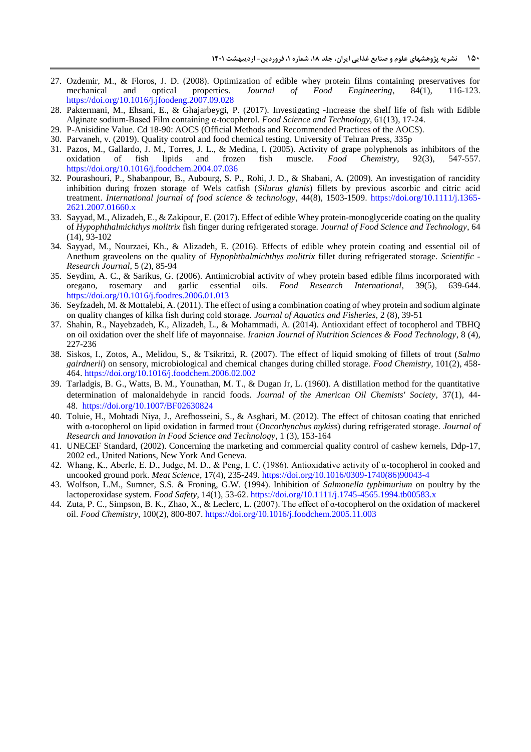27. Ozdemir, M., & Floros, J. D. (2008). Optimization of edible whey protein films containing preservatives for mechanical and optical properties. *Journal of Food Engineering*, 84(1), 116-123. https://doi.org/10.1016/j.jfoodeng.2007.09.028
28. Paktermani, M., Ehsani, E., & Ghajarbeygi, P. (2017). Investigating -Increase the shelf life of fish with Edible Alginate sodium-Based Film containing α-tocopherol. *Food Science and Technology*, 61(13), 17-24.
29. P-Anisidine Value. Cd 18-90: AOCS (Official Methods and Recommended Practices of the AOCS).
30. Parvaneh, v. (2019). Quality control and food chemical testing. University of Tehran Press, 335p
31. Pazos, M., Gallardo, J. M., Torres, J. L., & Medina, I. (2005). Activity of grape polyphenols as inhibitors of the oxidation of fish lipids and frozen fish muscle. *Food Chemistry*, 92(3), 547-557. https://doi.org/10.1016/j.foodchem.2004.07.036
32. Pourashouri, P., Shabanpour, B., Aubourg, S. P., Rohi, J. D., & Shabani, A. (2009). An investigation of rancidity inhibition during frozen storage of Wels catfish (*Silurus glanis*) fillets by previous ascorbic and citric acid treatment. *International journal of food science & technology*, 44(8), 1503-1509. https://doi.org/10.1111/j.1365-2621.2007.01660.x
33. Sayyad, M., Alizadeh, E., & Zakipour, E. (2017). Effect of edible Whey protein-monoglyceride coating on the quality of *Hypophthalmichthys molitrix* fish finger during refrigerated storage. *Journal of Food Science and Technology*, 64 (14), 93-102
34. Sayyad, M., Nourzaei, Kh., & Alizadeh, E. (2016). Effects of edible whey protein coating and essential oil of Anethum graveolens on the quality of *Hypophthalmichthys molitrix* fillet during refrigerated storage. *Scientific - Research Journal*, 5 (2), 85-94
35. Seydim, A. C., & Sarikus, G. (2006). Antimicrobial activity of whey protein based edible films incorporated with oregano, rosemary and garlic essential oils. *Food Research International*, 39(5), 639-644. https://doi.org/10.1016/j.foodres.2006.01.013
36. Seyfzadeh, M. & Mottalebi, A. (2011). The effect of using a combination coating of whey protein and sodium alginate on quality changes of kilka fish during cold storage. *Journal of Aquatics and Fisheries*, 2 (8), 39-51
37. Shahin, R., Nayebzadeh, K., Alizadeh, L., & Mohammadi, A. (2014). Antioxidant effect of tocopherol and TBHQ on oil oxidation over the shelf life of mayonnaise. *Iranian Journal of Nutrition Sciences & Food Technology*, 8 (4), 227-236
38. Siskos, I., Zotos, A., Melidou, S., & Tsikritzi, R. (2007). The effect of liquid smoking of fillets of trout (*Salmo gairdnerii*) on sensory, microbiological and chemical changes during chilled storage. *Food Chemistry*, 101(2), 458-464. https://doi.org/10.1016/j.foodchem.2006.02.002
39. Tarladgis, B. G., Watts, B. M., Younathan, M. T., & Dugan Jr, L. (1960). A distillation method for the quantitative determination of malonaldehyde in rancid foods. *Journal of the American Oil Chemists' Society*, 37(1), 44-48. https://doi.org/10.1007/BF02630824
40. Toluie, H., Mohtadi Niya, J., Arefhosseini, S., & Asghari, M. (2012). The effect of chitosan coating that enriched with α-tocopherol on lipid oxidation in farmed trout (*Oncorhynchus mykiss*) during refrigerated storage. *Journal of Research and Innovation in Food Science and Technology*, 1 (3), 153-164
41. UNECEF Standard, (2002). Concerning the marketing and commercial quality control of cashew kernels, Ddp-17, 2002 ed., United Nations, New York And Geneva.
42. Whang, K., Aberle, E. D., Judge, M. D., & Peng, I. C. (1986). Antioxidative activity of α-tocopherol in cooked and uncooked ground pork. *Meat Science*, 17(4), 235-249. https://doi.org/10.1016/0309-1740(86)90043-4
43. Wolfson, L.M., Sumner, S.S. & Froning, G.W. (1994). Inhibition of *Salmonella typhimurium* on poultry by the lactoperoxidase system. *Food Safety*, 14(1), 53-62. https://doi.org/10.1111/j.1745-4565.1994.tb00583.x
44. Zuta, P. C., Simpson, B. K., Zhao, X., & Leclerc, L. (2007). The effect of α-tocopherol on the oxidation of mackerel oil. *Food Chemistry*, 100(2), 800-807. https://doi.org/10.1016/j.foodchem.2005.11.003